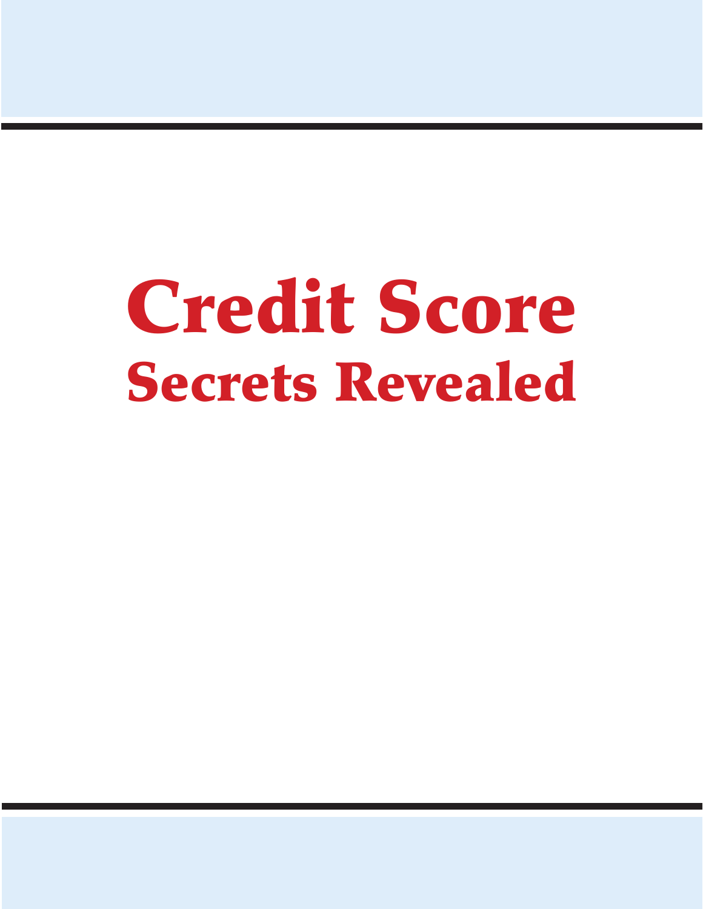# Credit Score

## Secrets Revealed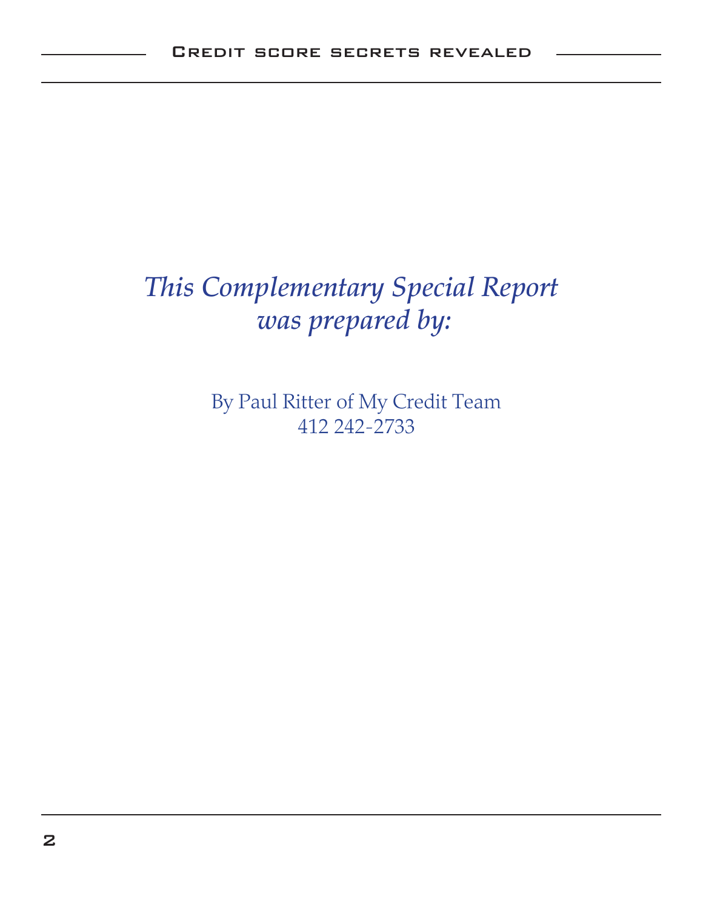*This Complementary Special Report was prepared by:*

By Paul Ritter of My Credit Team
412 242-2733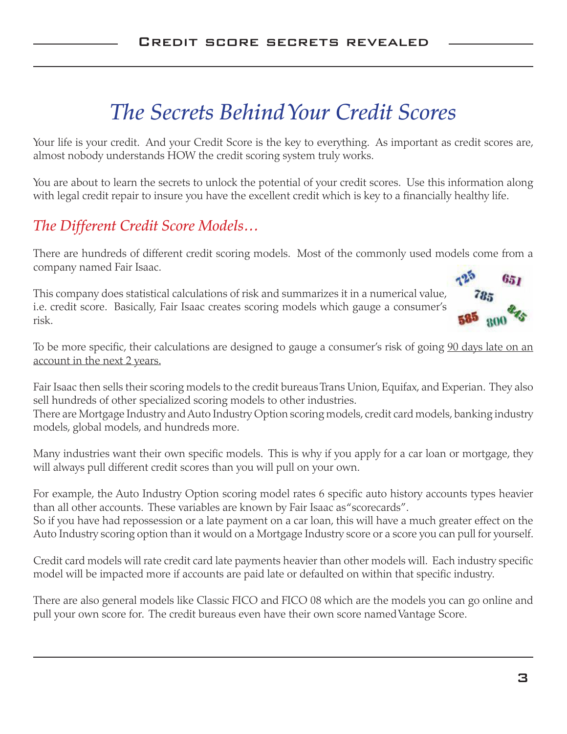# The Secrets Behind Your Credit Scores

Your life is your credit. And your Credit Score is the key to everything. As important as credit scores are, almost nobody understands HOW the credit scoring system truly works.

You are about to learn the secrets to unlock the potential of your credit scores. Use this information along with legal credit repair to insure you have the excellent credit which is key to a financially healthy life.

## *The Different Credit Score Models…*

There are hundreds of different credit scoring models. Most of the commonly used models come from a company named Fair Isaac.

This company does statistical calculations of risk and summarizes it in a numerical value, i.e. credit score. Basically, Fair Isaac creates scoring models which gauge a consumer's risk.

To be more specific, their calculations are designed to gauge a consumer's risk of going 90 days late on an account in the next 2 years.

Fair Isaac then sells their scoring models to the credit bureaus Trans Union, Equifax, and Experian. They also sell hundreds of other specialized scoring models to other industries.
There are Mortgage Industry and Auto Industry Option scoring models, credit card models, banking industry models, global models, and hundreds more.

Many industries want their own specific models. This is why if you apply for a car loan or mortgage, they will always pull different credit scores than you will pull on your own.

For example, the Auto Industry Option scoring model rates 6 specific auto history accounts types heavier than all other accounts. These variables are known by Fair Isaac as "scorecards".
So if you have had repossession or a late payment on a car loan, this will have a much greater effect on the Auto Industry scoring option than it would on a Mortgage Industry score or a score you can pull for yourself.

Credit card models will rate credit card late payments heavier than other models will. Each industry specific model will be impacted more if accounts are paid late or defaulted on within that specific industry.

There are also general models like Classic FICO and FICO 08 which are the models you can go online and pull your own score for. The credit bureaus even have their own score named Vantage Score.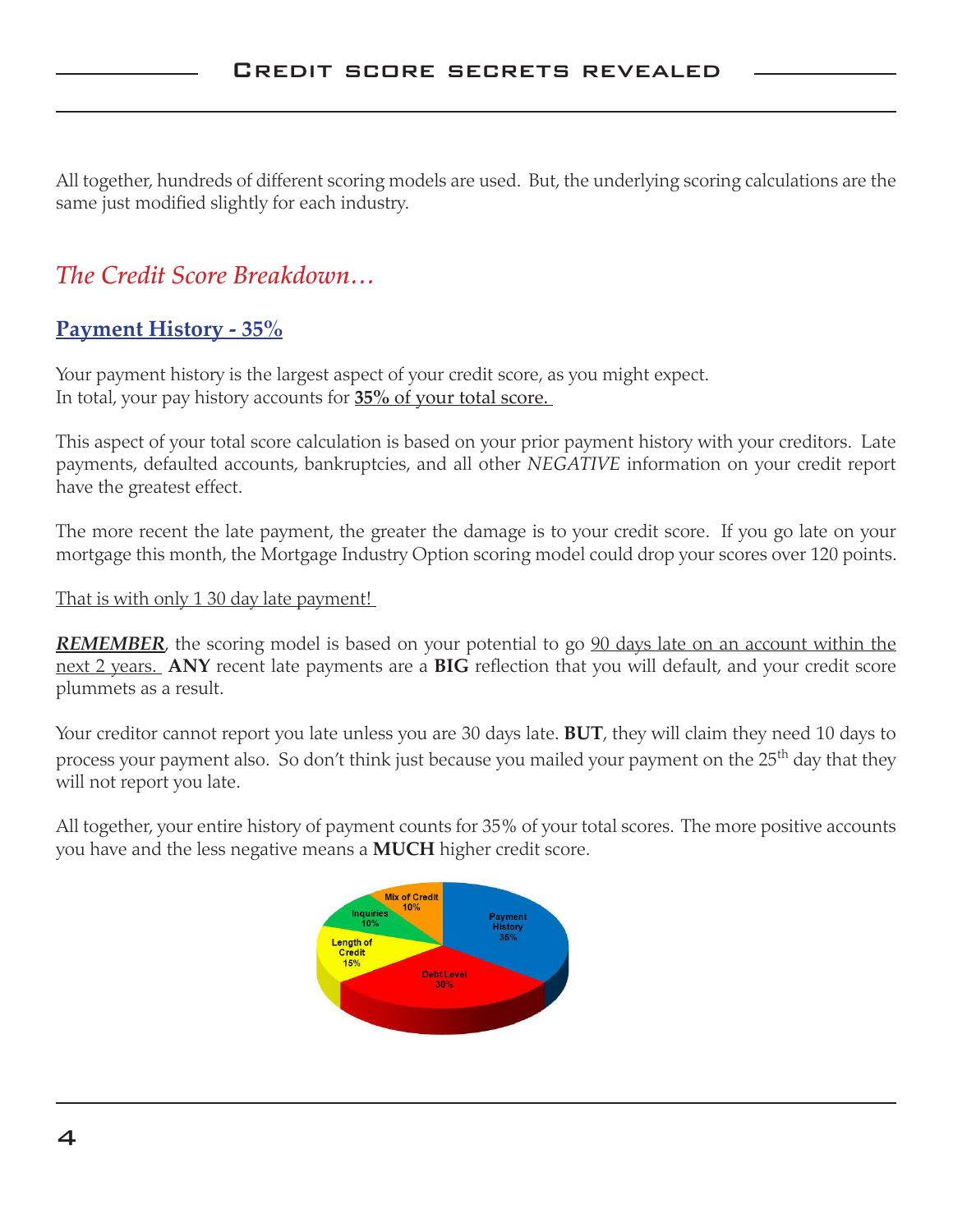All together, hundreds of different scoring models are used. But, the underlying scoring calculations are the same just modified slightly for each industry.

## *The Credit Score Breakdown…*

### Payment History - 35%

Your payment history is the largest aspect of your credit score, as you might expect.
In total, your pay history accounts for **35% of your total score.**

This aspect of your total score calculation is based on your prior payment history with your creditors. Late payments, defaulted accounts, bankruptcies, and all other *NEGATIVE* information on your credit report have the greatest effect.

The more recent the late payment, the greater the damage is to your credit score. If you go late on your mortgage this month, the Mortgage Industry Option scoring model could drop your scores over 120 points.

That is with only 1 30 day late payment!

***REMEMBER***, the scoring model is based on your potential to go 90 days late on an account within the next 2 years. **ANY** recent late payments are a **BIG** reflection that you will default, and your credit score plummets as a result.

Your creditor cannot report you late unless you are 30 days late. **BUT**, they will claim they need 10 days to process your payment also. So don't think just because you mailed your payment on the 25th day that they will not report you late.

All together, your entire history of payment counts for 35% of your total scores. The more positive accounts you have and the less negative means a **MUCH** higher credit score.

Payment History 35%
Debt Level 30%
Length of Credit 15%
Inquiries 10%
Mix of Credit 10%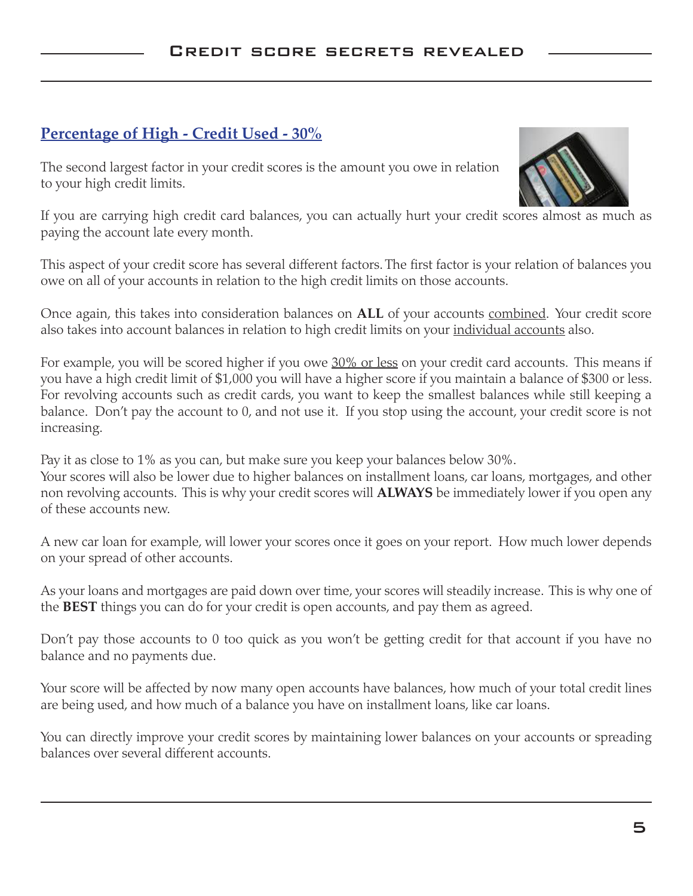## Percentage of High - Credit Used - 30%

The second largest factor in your credit scores is the amount you owe in relation to your high credit limits.

If you are carrying high credit card balances, you can actually hurt your credit scores almost as much as paying the account late every month.

This aspect of your credit score has several different factors. The first factor is your relation of balances you owe on all of your accounts in relation to the high credit limits on those accounts.

Once again, this takes into consideration balances on **ALL** of your accounts combined. Your credit score also takes into account balances in relation to high credit limits on your individual accounts also.

For example, you will be scored higher if you owe 30% or less on your credit card accounts. This means if you have a high credit limit of $1,000 you will have a higher score if you maintain a balance of $300 or less. For revolving accounts such as credit cards, you want to keep the smallest balances while still keeping a balance. Don't pay the account to 0, and not use it. If you stop using the account, your credit score is not increasing.

Pay it as close to 1% as you can, but make sure you keep your balances below 30%.
Your scores will also be lower due to higher balances on installment loans, car loans, mortgages, and other non revolving accounts. This is why your credit scores will **ALWAYS** be immediately lower if you open any of these accounts new.

A new car loan for example, will lower your scores once it goes on your report. How much lower depends on your spread of other accounts.

As your loans and mortgages are paid down over time, your scores will steadily increase. This is why one of the **BEST** things you can do for your credit is open accounts, and pay them as agreed.

Don't pay those accounts to 0 too quick as you won't be getting credit for that account if you have no balance and no payments due.

Your score will be affected by now many open accounts have balances, how much of your total credit lines are being used, and how much of a balance you have on installment loans, like car loans.

You can directly improve your credit scores by maintaining lower balances on your accounts or spreading balances over several different accounts.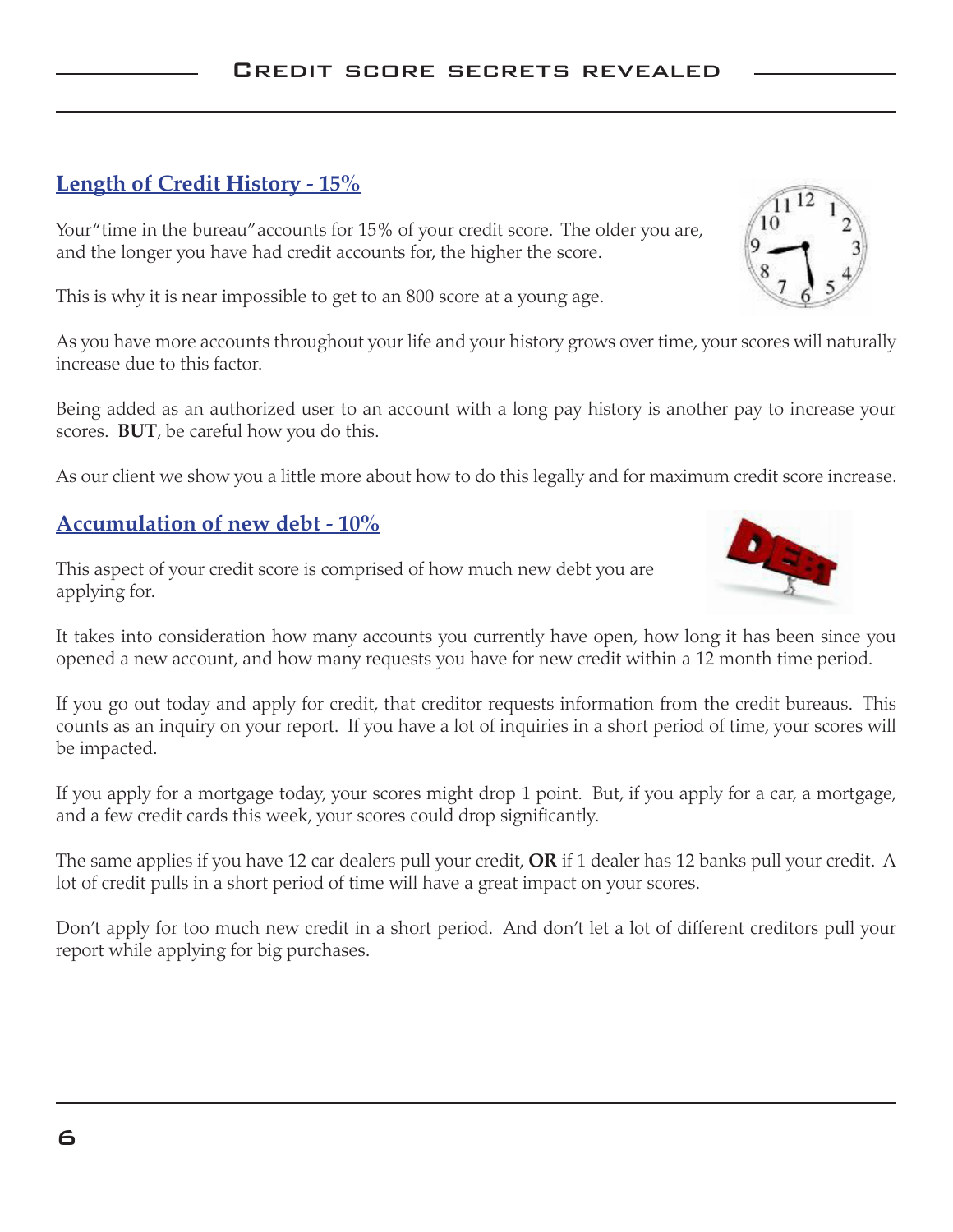## Length of Credit History - 15%

Your "time in the bureau" accounts for 15% of your credit score. The older you are, and the longer you have had credit accounts for, the higher the score.

This is why it is near impossible to get to an 800 score at a young age.

As you have more accounts throughout your life and your history grows over time, your scores will naturally increase due to this factor.

Being added as an authorized user to an account with a long pay history is another pay to increase your scores. **BUT**, be careful how you do this.

As our client we show you a little more about how to do this legally and for maximum credit score increase.

## Accumulation of new debt - 10%

This aspect of your credit score is comprised of how much new debt you are applying for.

It takes into consideration how many accounts you currently have open, how long it has been since you opened a new account, and how many requests you have for new credit within a 12 month time period.

If you go out today and apply for credit, that creditor requests information from the credit bureaus. This counts as an inquiry on your report. If you have a lot of inquiries in a short period of time, your scores will be impacted.

If you apply for a mortgage today, your scores might drop 1 point. But, if you apply for a car, a mortgage, and a few credit cards this week, your scores could drop significantly.

The same applies if you have 12 car dealers pull your credit, **OR** if 1 dealer has 12 banks pull your credit. A lot of credit pulls in a short period of time will have a great impact on your scores.

Don't apply for too much new credit in a short period. And don't let a lot of different creditors pull your report while applying for big purchases.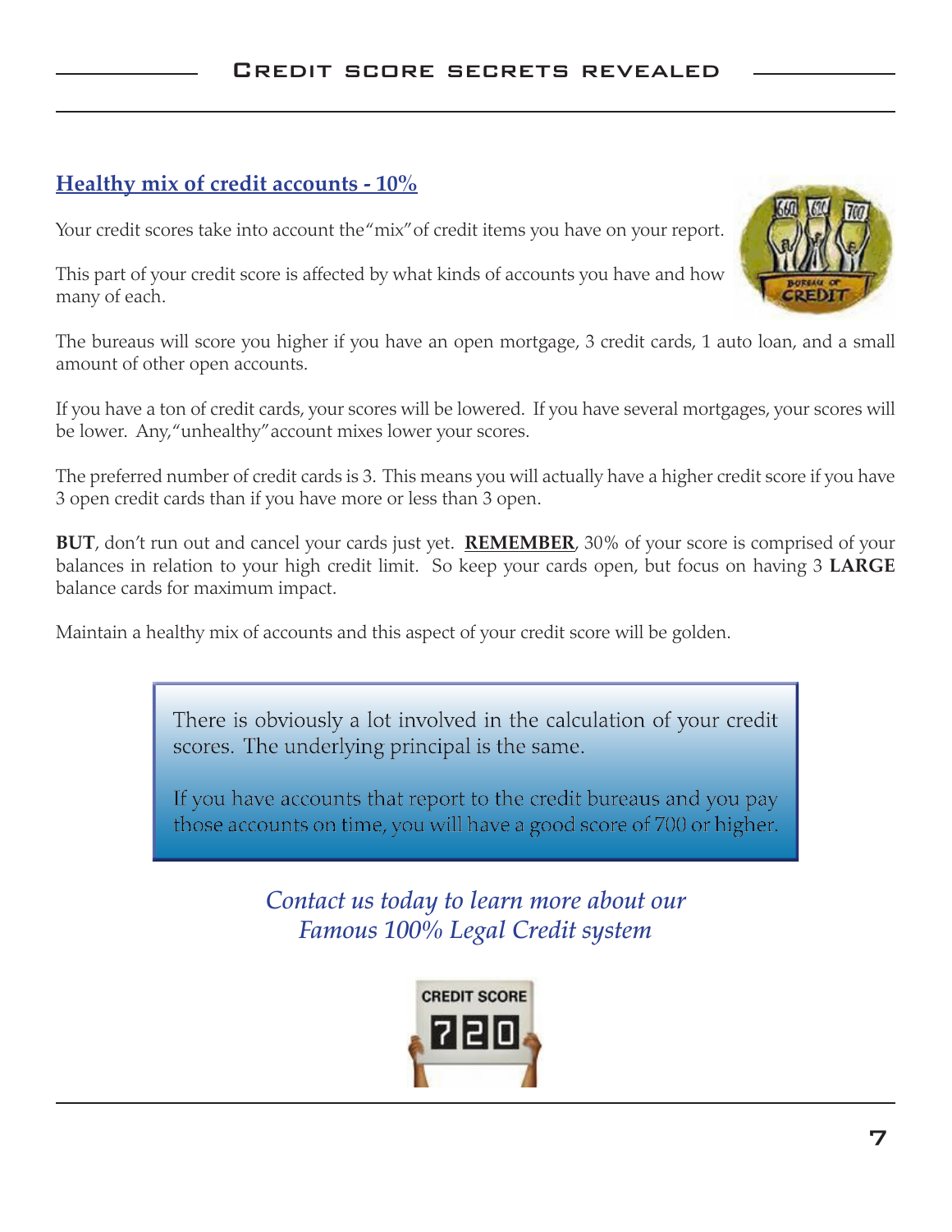## Healthy mix of credit accounts - 10%

Your credit scores take into account the "mix" of credit items you have on your report.

This part of your credit score is affected by what kinds of accounts you have and how many of each.

The bureaus will score you higher if you have an open mortgage, 3 credit cards, 1 auto loan, and a small amount of other open accounts.

If you have a ton of credit cards, your scores will be lowered. If you have several mortgages, your scores will be lower. Any, "unhealthy" account mixes lower your scores.

The preferred number of credit cards is 3. This means you will actually have a higher credit score if you have 3 open credit cards than if you have more or less than 3 open.

**BUT**, don't run out and cancel your cards just yet. **REMEMBER**, 30% of your score is comprised of your balances in relation to your high credit limit. So keep your cards open, but focus on having 3 **LARGE** balance cards for maximum impact.

Maintain a healthy mix of accounts and this aspect of your credit score will be golden.

> There is obviously a lot involved in the calculation of your credit scores. The underlying principal is the same.
>
> If you have accounts that report to the credit bureaus and you pay those accounts on time, you will have a good score of 700 or higher.

*Contact us today to learn more about our Famous 100% Legal Credit system*